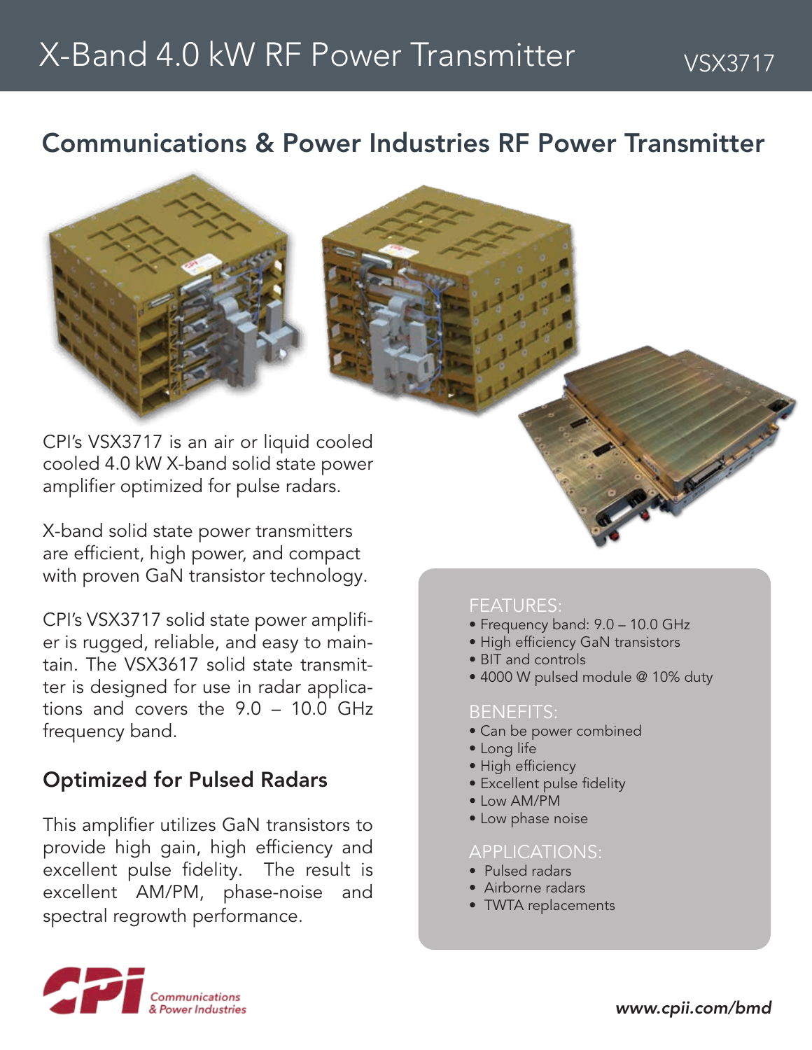# X-Band 4.0 kW RF Power Transmitter

VSX3717

## Communications & Power Industries RF Power Transmitter

CPI's VSX3717 is an air or liquid cooled cooled 4.0 kW X-band solid state power amplifier optimized for pulse radars.

X-band solid state power transmitters are efficient, high power, and compact with proven GaN transistor technology.

CPI's VSX3717 solid state power amplifier is rugged, reliable, and easy to maintain. The VSX3617 solid state transmitter is designed for use in radar applications and covers the 9.0 – 10.0 GHz frequency band.

### Optimized for Pulsed Radars

This amplifier utilizes GaN transistors to provide high gain, high efficiency and excellent pulse fidelity. The result is excellent AM/PM, phase-noise and spectral regrowth performance.

FEATURES:

- Frequency band: 9.0 – 10.0 GHz
- High efficiency GaN transistors
- BIT and controls
- 4000 W pulsed module @ 10% duty

BENEFITS:

- Can be power combined
- Long life
- High efficiency
- Excellent pulse fidelity
- Low AM/PM
- Low phase noise

APPLICATIONS:

- Pulsed radars
- Airborne radars
- TWTA replacements

Communications & Power Industries

*www.cpii.com/bmd*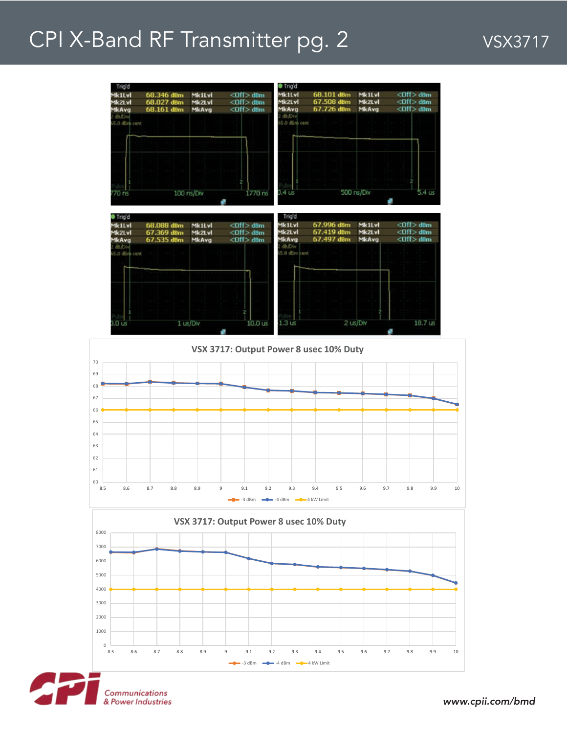# CPI X-Band RF Transmitter pg. 2

VSX3717

| Trig'd | | | |
|---|---|---|---|
| Mk1Lvl | 68.346 dBm | Mk1Lvl | <Off> dBm |
| Mk2Lvl | 68.027 dBm | Mk2Lvl | <Off> dBm |
| MkAvg | 68.161 dBm | MkAvg | <Off> dBm |

2 dB/Div, 65.0 dBm cent — 770 ns, 100 ns/Div, 1770 ns

| Trig'd | | | |
|---|---|---|---|
| Mk1Lvl | 68.101 dBm | Mk1Lvl | <Off> dBm |
| Mk2Lvl | 67.508 dBm | Mk2Lvl | <Off> dBm |
| MkAvg | 67.726 dBm | MkAvg | <Off> dBm |

2 dB/Div, 65.0 dBm cent — 0.4 us, 500 ns/Div, 5.4 us

| Trig'd | | | |
|---|---|---|---|
| Mk1Lvl | 68.088 dBm | Mk1Lvl | <Off> dBm |
| Mk2Lvl | 67.369 dBm | Mk2Lvl | <Off> dBm |
| MkAvg | 67.535 dBm | MkAvg | <Off> dBm |

2 dB/Div, 65.0 dBm cent — 0.0 us, 1 us/Div, 10.0 us

| Trig'd | | | |
|---|---|---|---|
| Mk1Lvl | 67.996 dBm | Mk1Lvl | <Off> dBm |
| Mk2Lvl | 67.419 dBm | Mk2Lvl | <Off> dBm |
| MkAvg | 67.497 dBm | MkAvg | <Off> dBm |

2 dB/Div, 65.0 dBm cent — -1.3 us, 2 us/Div, 18.7 us

**VSX 3717: Output Power 8 usec 10% Duty**

Y-axis: 60–70; X-axis: 8.5–10

Legend: -3 dBm, -4 dBm, 4 kW Limit

**VSX 3717: Output Power 8 usec 10% Duty**

Y-axis: 0–8000; X-axis: 8.5–10

Legend: -3 dBm, -4 dBm, 4 kW Limit

Communications & Power Industries

www.cpii.com/bmd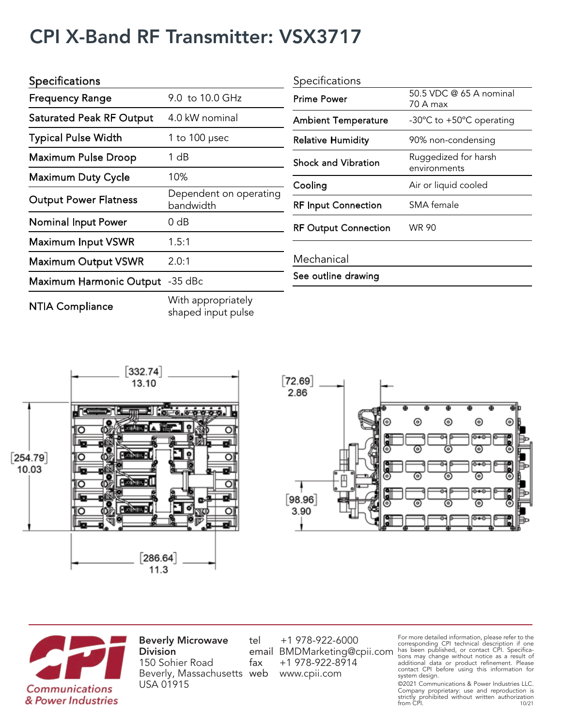# CPI X-Band RF Transmitter: VSX3717

## Specifications

| | |
|---|---|
| Frequency Range | 9.0 to 10.0 GHz |
| Saturated Peak RF Output | 4.0 kW nominal |
| Typical Pulse Width | 1 to 100 μsec |
| Maximum Pulse Droop | 1 dB |
| Maximum Duty Cycle | 10% |
| Output Power Flatness | Dependent on operating bandwidth |
| Nominal Input Power | 0 dB |
| Maximum Input VSWR | 1.5:1 |
| Maximum Output VSWR | 2.0:1 |
| Maximum Harmonic Output | -35 dBc |
| NTIA Compliance | With appropriately shaped input pulse |

## Specifications

| | |
|---|---|
| Prime Power | 50.5 VDC @ 65 A nominal 70 A max |
| Ambient Temperature | -30°C to +50°C operating |
| Relative Humidity | 90% non-condensing |
| Shock and Vibration | Ruggedized for harsh environments |
| Cooling | Air or liquid cooled |
| RF Input Connection | SMA female |
| RF Output Connection | WR 90 |

## Mechanical

See outline drawing

[332.74]
13.10

[254.79]
10.03

[286.64]
11.3

[72.69]
2.86

[98.96]
3.90

Communications & Power Industries

**Beverly Microwave Division**
150 Sohier Road
Beverly, Massachusetts
USA 01915

tel +1 978-922-6000
email BMDMarketing@cpii.com
fax +1 978-922-8914
web www.cpii.com

For more detailed information, please refer to the corresponding CPI technical description if one has been published, or contact CPI. Specifications may change without notice as a result of additional data or product refinement. Please contact CPI before using this information for system design.

©2021 Communications & Power Industries LLC. Company proprietary: use and reproduction is strictly prohibited without written authorization from CPI. 10/21